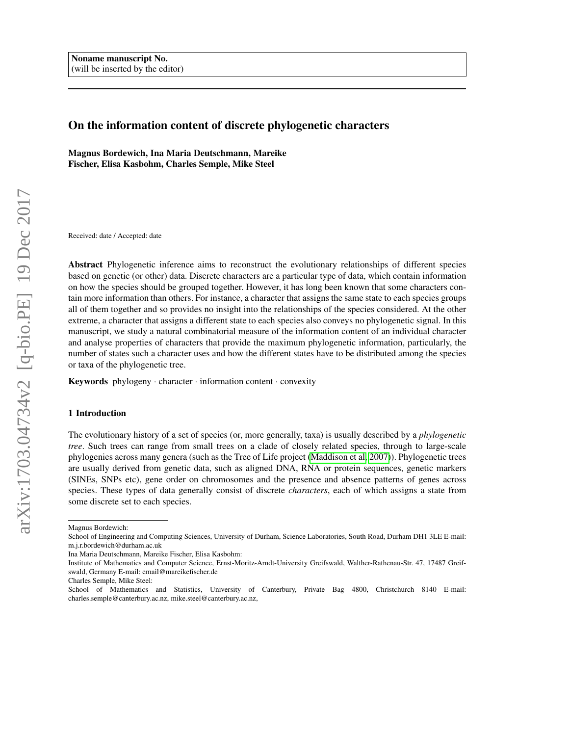Noname manuscript No.
(will be inserted by the editor)

# On the information content of discrete phylogenetic characters

**Magnus Bordewich, Ina Maria Deutschmann, Mareike Fischer, Elisa Kasbohm, Charles Semple, Mike Steel**

Received: date / Accepted: date

**Abstract** Phylogenetic inference aims to reconstruct the evolutionary relationships of different species based on genetic (or other) data. Discrete characters are a particular type of data, which contain information on how the species should be grouped together. However, it has long been known that some characters contain more information than others. For instance, a character that assigns the same state to each species groups all of them together and so provides no insight into the relationships of the species considered. At the other extreme, a character that assigns a different state to each species also conveys no phylogenetic signal. In this manuscript, we study a natural combinatorial measure of the information content of an individual character and analyse properties of characters that provide the maximum phylogenetic information, particularly, the number of states such a character uses and how the different states have to be distributed among the species or taxa of the phylogenetic tree.

**Keywords** phylogeny · character · information content · convexity

## 1 Introduction

The evolutionary history of a set of species (or, more generally, taxa) is usually described by a *phylogenetic tree*. Such trees can range from small trees on a clade of closely related species, through to large-scale phylogenies across many genera (such as the Tree of Life project (Maddison et al, 2007)). Phylogenetic trees are usually derived from genetic data, such as aligned DNA, RNA or protein sequences, genetic markers (SINEs, SNPs etc), gene order on chromosomes and the presence and absence patterns of genes across species. These types of data generally consist of discrete *characters*, each of which assigns a state from some discrete set to each species.

---

Magnus Bordewich:
School of Engineering and Computing Sciences, University of Durham, Science Laboratories, South Road, Durham DH1 3LE E-mail: m.j.r.bordewich@durham.ac.uk

Ina Maria Deutschmann, Mareike Fischer, Elisa Kasbohm:
Institute of Mathematics and Computer Science, Ernst-Moritz-Arndt-University Greifswald, Walther-Rathenau-Str. 47, 17487 Greifswald, Germany E-mail: email@mareikefischer.de

Charles Semple, Mike Steel:
School of Mathematics and Statistics, University of Canterbury, Private Bag 4800, Christchurch 8140 E-mail: charles.semple@canterbury.ac.nz, mike.steel@canterbury.ac.nz,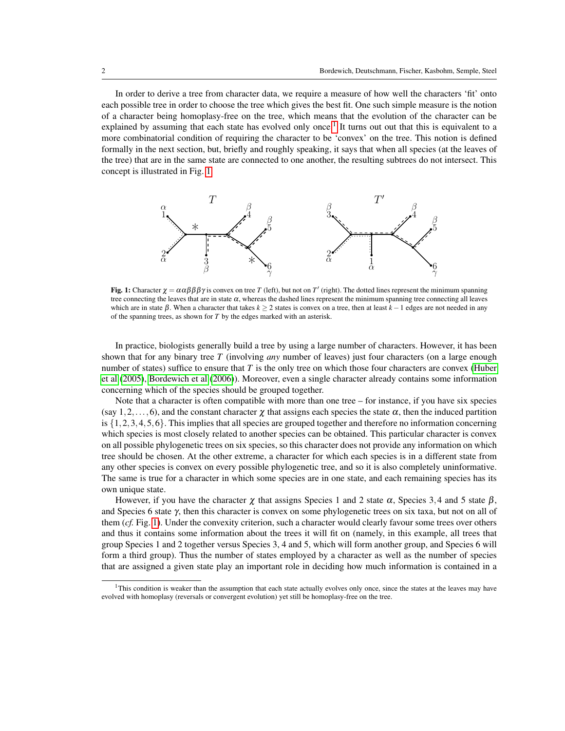In order to derive a tree from character data, we require a measure of how well the characters 'fit' onto each possible tree in order to choose the tree which gives the best fit. One such simple measure is the notion of a character being homoplasy-free on the tree, which means that the evolution of the character can be explained by assuming that each state has evolved only once.[1] It turns out out that this is equivalent to a more combinatorial condition of requiring the character to be 'convex' on the tree. This notion is defined formally in the next section, but, briefly and roughly speaking, it says that when all species (at the leaves of the tree) that are in the same state are connected to one another, the resulting subtrees do not intersect. This concept is illustrated in Fig. 1.

**Fig. 1:** Character $\chi = \alpha\alpha\beta\beta\beta\gamma$ is convex on tree $T$ (left), but not on $T'$ (right). The dotted lines represent the minimum spanning tree connecting the leaves that are in state $\alpha$, whereas the dashed lines represent the minimum spanning tree connecting all leaves which are in state $\beta$. When a character that takes $k \geq 2$ states is convex on a tree, then at least $k-1$ edges are not needed in any of the spanning trees, as shown for $T$ by the edges marked with an asterisk.

In practice, biologists generally build a tree by using a large number of characters. However, it has been shown that for any binary tree $T$ (involving *any* number of leaves) just four characters (on a large enough number of states) suffice to ensure that $T$ is the only tree on which those four characters are convex (Huber et al (2005), Bordewich et al (2006)). Moreover, even a single character already contains some information concerning which of the species should be grouped together.

Note that a character is often compatible with more than one tree – for instance, if you have six species (say $1, 2, \ldots, 6$), and the constant character $\chi$ that assigns each species the state $\alpha$, then the induced partition is $\{1,2,3,4,5,6\}$. This implies that all species are grouped together and therefore no information concerning which species is most closely related to another species can be obtained. This particular character is convex on all possible phylogenetic trees on six species, so this character does not provide any information on which tree should be chosen. At the other extreme, a character for which each species is in a different state from any other species is convex on every possible phylogenetic tree, and so it is also completely uninformative. The same is true for a character in which some species are in one state, and each remaining species has its own unique state.

However, if you have the character $\chi$ that assigns Species 1 and 2 state $\alpha$, Species 3, 4 and 5 state $\beta$, and Species 6 state $\gamma$, then this character is convex on some phylogenetic trees on six taxa, but not on all of them (*cf.* Fig. 1). Under the convexity criterion, such a character would clearly favour some trees over others and thus it contains some information about the trees it will fit on (namely, in this example, all trees that group Species 1 and 2 together versus Species 3, 4 and 5, which will form another group, and Species 6 will form a third group). Thus the number of states employed by a character as well as the number of species that are assigned a given state play an important role in deciding how much information is contained in a

[1] This condition is weaker than the assumption that each state actually evolves only once, since the states at the leaves may have evolved with homoplasy (reversals or convergent evolution) yet still be homoplasy-free on the tree.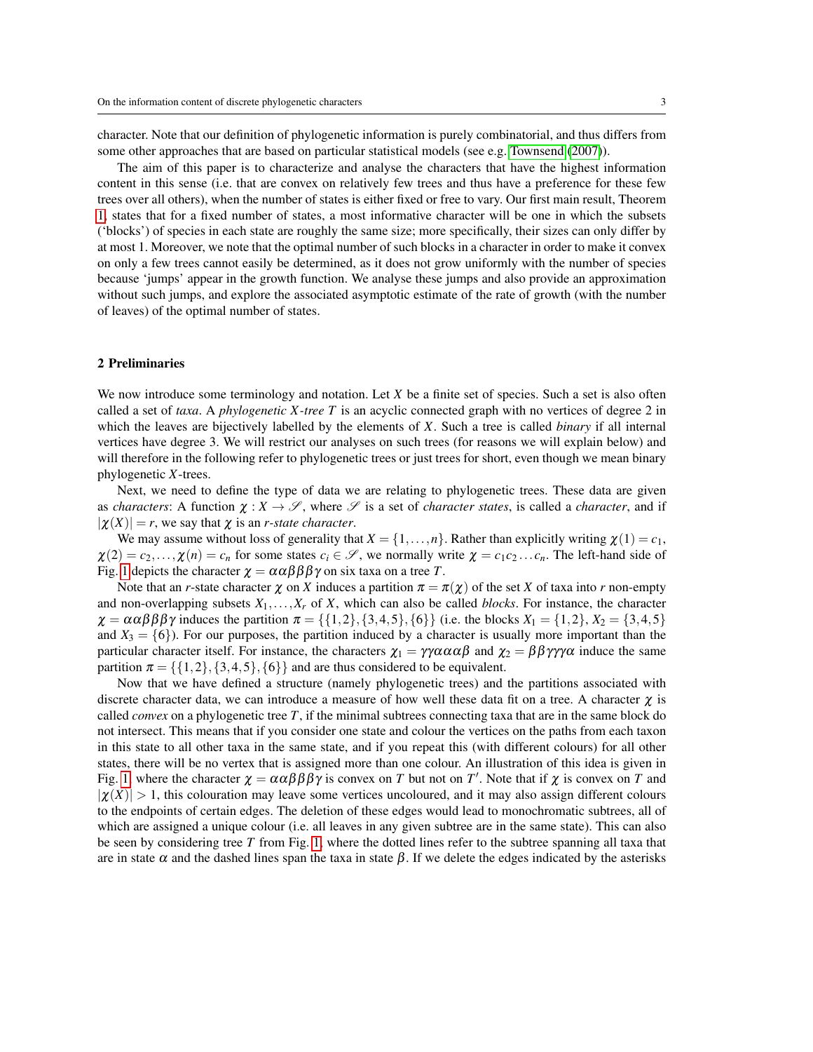character. Note that our definition of phylogenetic information is purely combinatorial, and thus differs from some other approaches that are based on particular statistical models (see e.g. Townsend (2007)).

The aim of this paper is to characterize and analyse the characters that have the highest information content in this sense (i.e. that are convex on relatively few trees and thus have a preference for these few trees over all others), when the number of states is either fixed or free to vary. Our first main result, Theorem 1, states that for a fixed number of states, a most informative character will be one in which the subsets ('blocks') of species in each state are roughly the same size; more specifically, their sizes can only differ by at most 1. Moreover, we note that the optimal number of such blocks in a character in order to make it convex on only a few trees cannot easily be determined, as it does not grow uniformly with the number of species because 'jumps' appear in the growth function. We analyse these jumps and also provide an approximation without such jumps, and explore the associated asymptotic estimate of the rate of growth (with the number of leaves) of the optimal number of states.

## 2 Preliminaries

We now introduce some terminology and notation. Let $X$ be a finite set of species. Such a set is also often called a set of *taxa*. A *phylogenetic $X$-tree $T$* is an acyclic connected graph with no vertices of degree 2 in which the leaves are bijectively labelled by the elements of $X$. Such a tree is called *binary* if all internal vertices have degree 3. We will restrict our analyses on such trees (for reasons we will explain below) and will therefore in the following refer to phylogenetic trees or just trees for short, even though we mean binary phylogenetic $X$-trees.

Next, we need to define the type of data we are relating to phylogenetic trees. These data are given as *characters*: A function $\chi : X \rightarrow \mathscr{S}$, where $\mathscr{S}$ is a set of *character states*, is called a *character*, and if $|\chi(X)| = r$, we say that $\chi$ is an *$r$-state character*.

We may assume without loss of generality that $X = \{1, \ldots, n\}$. Rather than explicitly writing $\chi(1) = c_1$, $\chi(2) = c_2, \ldots, \chi(n) = c_n$ for some states $c_i \in \mathscr{S}$, we normally write $\chi = c_1 c_2 \ldots c_n$. The left-hand side of Fig. 1 depicts the character $\chi = \alpha\alpha\beta\beta\beta\gamma$ on six taxa on a tree $T$.

Note that an $r$-state character $\chi$ on $X$ induces a partition $\pi = \pi(\chi)$ of the set $X$ of taxa into $r$ non-empty and non-overlapping subsets $X_1, \ldots, X_r$ of $X$, which can also be called *blocks*. For instance, the character $\chi = \alpha\alpha\beta\beta\beta\gamma$ induces the partition $\pi = \{\{1,2\},\{3,4,5\},\{6\}\}$ (i.e. the blocks $X_1 = \{1,2\}$, $X_2 = \{3,4,5\}$ and $X_3 = \{6\}$). For our purposes, the partition induced by a character is usually more important than the particular character itself. For instance, the characters $\chi_1 = \gamma\gamma\alpha\alpha\alpha\beta$ and $\chi_2 = \beta\beta\gamma\gamma\gamma\alpha$ induce the same partition $\pi = \{\{1,2\},\{3,4,5\},\{6\}\}$ and are thus considered to be equivalent.

Now that we have defined a structure (namely phylogenetic trees) and the partitions associated with discrete character data, we can introduce a measure of how well these data fit on a tree. A character $\chi$ is called *convex* on a phylogenetic tree $T$, if the minimal subtrees connecting taxa that are in the same block do not intersect. This means that if you consider one state and colour the vertices on the paths from each taxon in this state to all other taxa in the same state, and if you repeat this (with different colours) for all other states, there will be no vertex that is assigned more than one colour. An illustration of this idea is given in Fig. 1, where the character $\chi = \alpha\alpha\beta\beta\beta\gamma$ is convex on $T$ but not on $T'$. Note that if $\chi$ is convex on $T$ and $|\chi(X)| > 1$, this colouration may leave some vertices uncoloured, and it may also assign different colours to the endpoints of certain edges. The deletion of these edges would lead to monochromatic subtrees, all of which are assigned a unique colour (i.e. all leaves in any given subtree are in the same state). This can also be seen by considering tree $T$ from Fig. 1, where the dotted lines refer to the subtree spanning all taxa that are in state $\alpha$ and the dashed lines span the taxa in state $\beta$. If we delete the edges indicated by the asterisks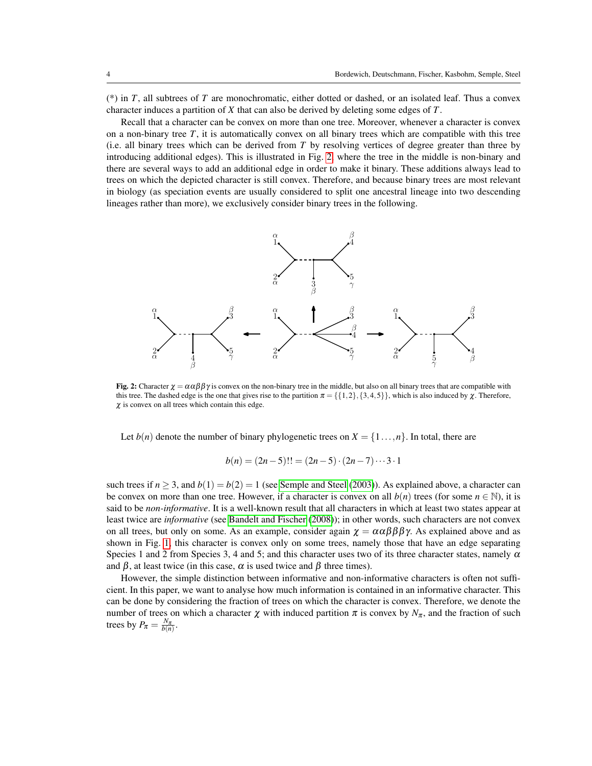(*) in $T$, all subtrees of $T$ are monochromatic, either dotted or dashed, or an isolated leaf. Thus a convex character induces a partition of $X$ that can also be derived by deleting some edges of $T$.

Recall that a character can be convex on more than one tree. Moreover, whenever a character is convex on a non-binary tree $T$, it is automatically convex on all binary trees which are compatible with this tree (i.e. all binary trees which can be derived from $T$ by resolving vertices of degree greater than three by introducing additional edges). This is illustrated in Fig. 2, where the tree in the middle is non-binary and there are several ways to add an additional edge in order to make it binary. These additions always lead to trees on which the depicted character is still convex. Therefore, and because binary trees are most relevant in biology (as speciation events are usually considered to split one ancestral lineage into two descending lineages rather than more), we exclusively consider binary trees in the following.

**Fig. 2:** Character $\chi = \alpha\alpha\beta\beta\gamma$ is convex on the non-binary tree in the middle, but also on all binary trees that are compatible with this tree. The dashed edge is the one that gives rise to the partition $\pi = \{\{1,2\},\{3,4,5\}\}$, which is also induced by $\chi$. Therefore, $\chi$ is convex on all trees which contain this edge.

Let $b(n)$ denote the number of binary phylogenetic trees on $X = \{1\ldots,n\}$. In total, there are

$$b(n) = (2n-5)!! = (2n-5)\cdot(2n-7)\cdots 3\cdot 1$$

such trees if $n \geq 3$, and $b(1) = b(2) = 1$ (see Semple and Steel (2003)). As explained above, a character can be convex on more than one tree. However, if a character is convex on all $b(n)$ trees (for some $n \in \mathbb{N}$), it is said to be *non-informative*. It is a well-known result that all characters in which at least two states appear at least twice are *informative* (see Bandelt and Fischer (2008)); in other words, such characters are not convex on all trees, but only on some. As an example, consider again $\chi = \alpha\alpha\beta\beta\beta\gamma$. As explained above and as shown in Fig. 1, this character is convex only on some trees, namely those that have an edge separating Species 1 and 2 from Species 3, 4 and 5; and this character uses two of its three character states, namely $\alpha$ and $\beta$, at least twice (in this case, $\alpha$ is used twice and $\beta$ three times).

However, the simple distinction between informative and non-informative characters is often not sufficient. In this paper, we want to analyse how much information is contained in an informative character. This can be done by considering the fraction of trees on which the character is convex. Therefore, we denote the number of trees on which a character $\chi$ with induced partition $\pi$ is convex by $N_\pi$, and the fraction of such trees by $P_\pi = \frac{N_\pi}{b(n)}$.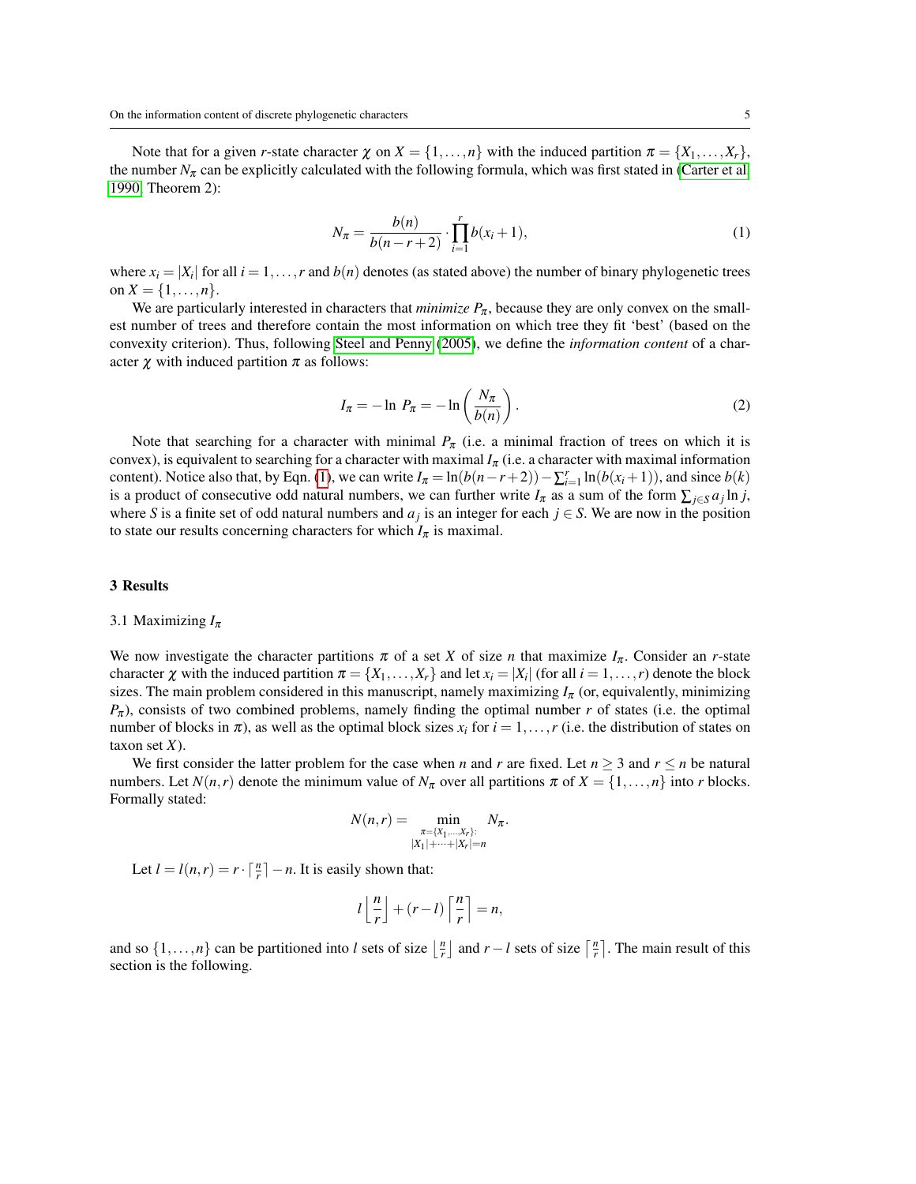Note that for a given $r$-state character $\chi$ on $X = \{1, \ldots, n\}$ with the induced partition $\pi = \{X_1, \ldots, X_r\}$, the number $N_\pi$ can be explicitly calculated with the following formula, which was first stated in (Carter et al 1990, Theorem 2):

$$N_\pi = \frac{b(n)}{b(n-r+2)} \cdot \prod_{i=1}^{r} b(x_i + 1), \tag{1}$$

where $x_i = |X_i|$ for all $i = 1, \ldots, r$ and $b(n)$ denotes (as stated above) the number of binary phylogenetic trees on $X = \{1, \ldots, n\}$.

We are particularly interested in characters that *minimize* $P_\pi$, because they are only convex on the smallest number of trees and therefore contain the most information on which tree they fit 'best' (based on the convexity criterion). Thus, following Steel and Penny (2005), we define the *information content* of a character $\chi$ with induced partition $\pi$ as follows:

$$I_\pi = -\ln\, P_\pi = -\ln\left(\frac{N_\pi}{b(n)}\right). \tag{2}$$

Note that searching for a character with minimal $P_\pi$ (i.e. a minimal fraction of trees on which it is convex), is equivalent to searching for a character with maximal $I_\pi$ (i.e. a character with maximal information content). Notice also that, by Eqn. (1), we can write $I_\pi = \ln(b(n-r+2)) - \sum_{i=1}^{r} \ln(b(x_i+1))$, and since $b(k)$ is a product of consecutive odd natural numbers, we can further write $I_\pi$ as a sum of the form $\sum_{j \in S} a_j \ln j$, where $S$ is a finite set of odd natural numbers and $a_j$ is an integer for each $j \in S$. We are now in the position to state our results concerning characters for which $I_\pi$ is maximal.

## 3 Results

### 3.1 Maximizing $I_\pi$

We now investigate the character partitions $\pi$ of a set $X$ of size $n$ that maximize $I_\pi$. Consider an $r$-state character $\chi$ with the induced partition $\pi = \{X_1, \ldots, X_r\}$ and let $x_i = |X_i|$ (for all $i = 1, \ldots, r$) denote the block sizes. The main problem considered in this manuscript, namely maximizing $I_\pi$ (or, equivalently, minimizing $P_\pi$), consists of two combined problems, namely finding the optimal number $r$ of states (i.e. the optimal number of blocks in $\pi$), as well as the optimal block sizes $x_i$ for $i = 1, \ldots, r$ (i.e. the distribution of states on taxon set $X$).

We first consider the latter problem for the case when $n$ and $r$ are fixed. Let $n \geq 3$ and $r \leq n$ be natural numbers. Let $N(n,r)$ denote the minimum value of $N_\pi$ over all partitions $\pi$ of $X = \{1, \ldots, n\}$ into $r$ blocks. Formally stated:

$$N(n,r) = \min_{\substack{\pi = \{X_1, \ldots, X_r\}: \\ |X_1| + \cdots + |X_r| = n}} N_\pi.$$

Let $l = l(n,r) = r \cdot \lceil \frac{n}{r} \rceil - n$. It is easily shown that:

$$l \left\lfloor \frac{n}{r} \right\rfloor + (r-l) \left\lceil \frac{n}{r} \right\rceil = n,$$

and so $\{1, \ldots, n\}$ can be partitioned into $l$ sets of size $\left\lfloor \frac{n}{r} \right\rfloor$ and $r - l$ sets of size $\left\lceil \frac{n}{r} \right\rceil$. The main result of this section is the following.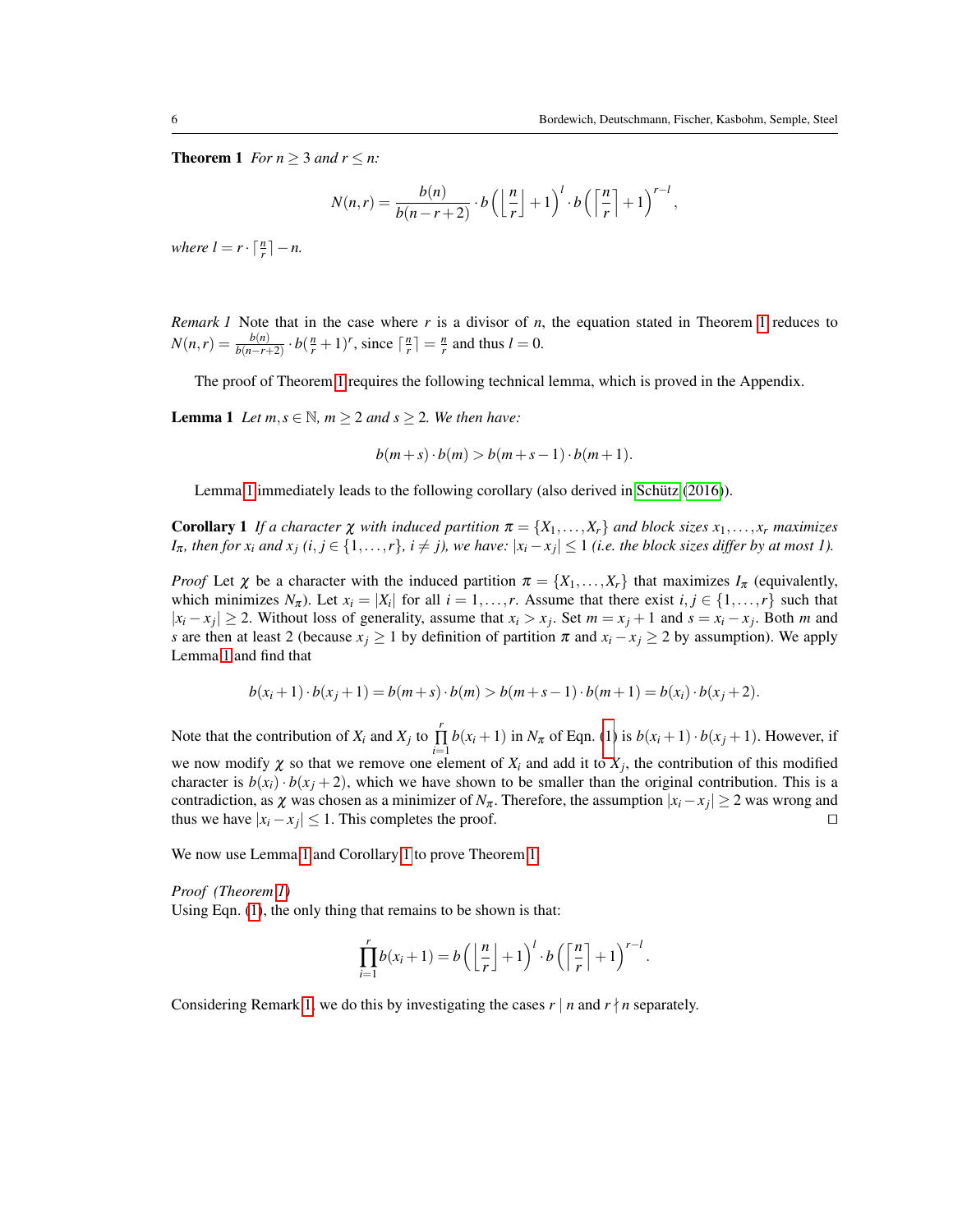**Theorem 1** *For $n \geq 3$ and $r \leq n$:*

$$N(n,r) = \frac{b(n)}{b(n-r+2)} \cdot b\left(\left\lfloor \frac{n}{r} \right\rfloor + 1\right)^{l} \cdot b\left(\left\lceil \frac{n}{r} \right\rceil + 1\right)^{r-l},$$

*where $l = r \cdot \lceil \frac{n}{r} \rceil - n$.*

*Remark 1* Note that in the case where $r$ is a divisor of $n$, the equation stated in Theorem 1 reduces to $N(n,r) = \frac{b(n)}{b(n-r+2)} \cdot b(\frac{n}{r}+1)^r$, since $\lceil \frac{n}{r} \rceil = \frac{n}{r}$ and thus $l = 0$.

The proof of Theorem 1 requires the following technical lemma, which is proved in the Appendix.

**Lemma 1** *Let $m, s \in \mathbb{N}$, $m \geq 2$ and $s \geq 2$. We then have:*

$$b(m+s) \cdot b(m) > b(m+s-1) \cdot b(m+1).$$

Lemma 1 immediately leads to the following corollary (also derived in Schütz (2016)).

**Corollary 1** *If a character $\chi$ with induced partition $\pi = \{X_1, \ldots, X_r\}$ and block sizes $x_1, \ldots, x_r$ maximizes $I_\pi$, then for $x_i$ and $x_j$ ($i, j \in \{1, \ldots, r\}$, $i \neq j$), we have: $|x_i - x_j| \leq 1$ (i.e. the block sizes differ by at most 1).*

*Proof* Let $\chi$ be a character with the induced partition $\pi = \{X_1, \ldots, X_r\}$ that maximizes $I_\pi$ (equivalently, which minimizes $N_\pi$). Let $x_i = |X_i|$ for all $i = 1, \ldots, r$. Assume that there exist $i, j \in \{1, \ldots, r\}$ such that $|x_i - x_j| \geq 2$. Without loss of generality, assume that $x_i > x_j$. Set $m = x_j + 1$ and $s = x_i - x_j$. Both $m$ and $s$ are then at least 2 (because $x_j \geq 1$ by definition of partition $\pi$ and $x_i - x_j \geq 2$ by assumption). We apply Lemma 1 and find that

$$b(x_i+1) \cdot b(x_j+1) = b(m+s) \cdot b(m) > b(m+s-1) \cdot b(m+1) = b(x_i) \cdot b(x_j+2).$$

Note that the contribution of $X_i$ and $X_j$ to $\prod_{i=1}^{r} b(x_i+1)$ in $N_\pi$ of Eqn. (1) is $b(x_i+1) \cdot b(x_j+1)$. However, if we now modify $\chi$ so that we remove one element of $X_i$ and add it to $X_j$, the contribution of this modified character is $b(x_i) \cdot b(x_j+2)$, which we have shown to be smaller than the original contribution. This is a contradiction, as $\chi$ was chosen as a minimizer of $N_\pi$. Therefore, the assumption $|x_i - x_j| \geq 2$ was wrong and thus we have $|x_i - x_j| \leq 1$. This completes the proof. □

We now use Lemma 1 and Corollary 1 to prove Theorem 1.

*Proof (Theorem 1)*
Using Eqn. (1), the only thing that remains to be shown is that:

$$\prod_{i=1}^{r} b(x_i+1) = b\left(\left\lfloor \frac{n}{r} \right\rfloor + 1\right)^{l} \cdot b\left(\left\lceil \frac{n}{r} \right\rceil + 1\right)^{r-l}.$$

Considering Remark 1, we do this by investigating the cases $r \mid n$ and $r \nmid n$ separately.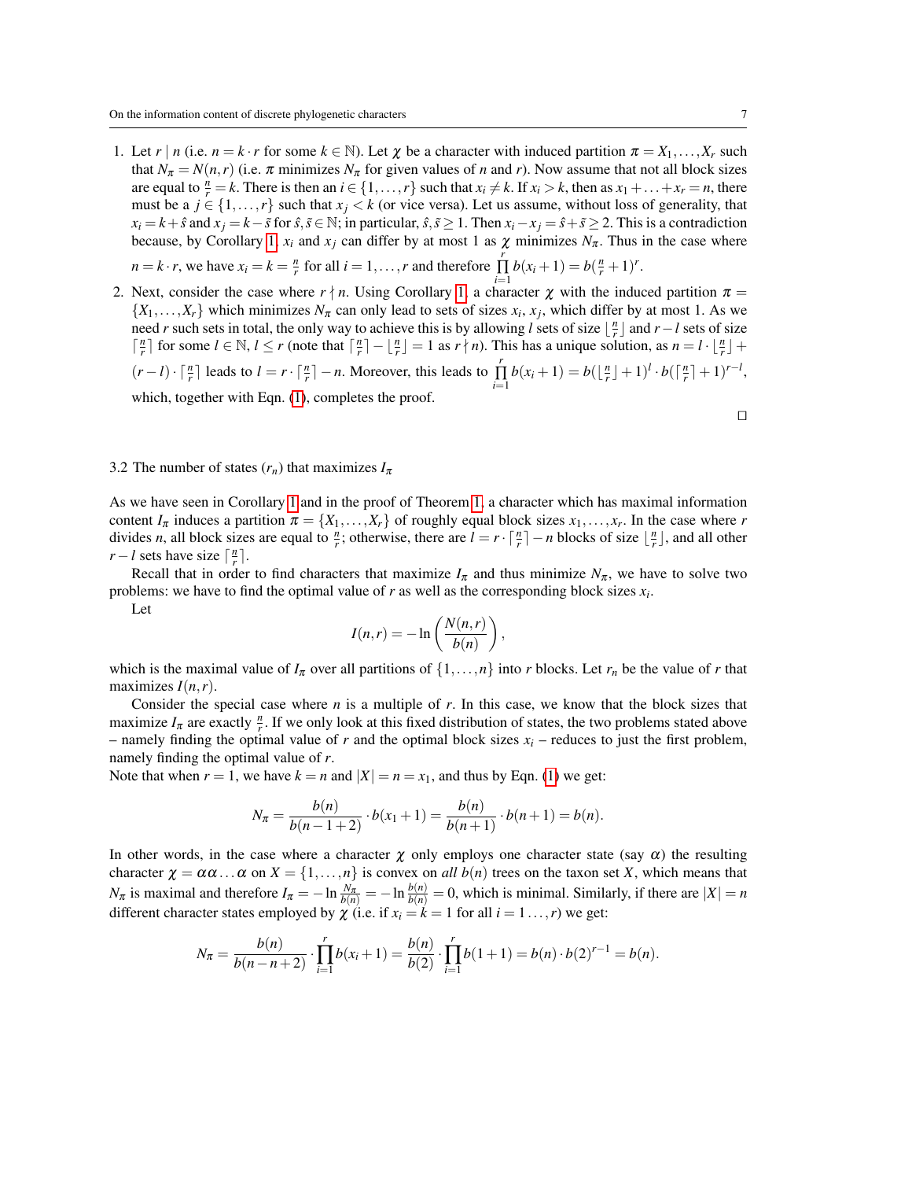1. Let $r \mid n$ (i.e. $n = k \cdot r$ for some $k \in \mathbb{N}$). Let $\chi$ be a character with induced partition $\pi = X_1, \ldots, X_r$ such that $N_\pi = N(n,r)$ (i.e. $\pi$ minimizes $N_\pi$ for given values of $n$ and $r$). Now assume that not all block sizes are equal to $\frac{n}{r} = k$. There is then an $i \in \{1, \ldots, r\}$ such that $x_i \neq k$. If $x_i > k$, then as $x_1 + \ldots + x_r = n$, there must be a $j \in \{1, \ldots, r\}$ such that $x_j < k$ (or vice versa). Let us assume, without loss of generality, that $x_i = k + \hat{s}$ and $x_j = k - \tilde{s}$ for $\hat{s}, \tilde{s} \in \mathbb{N}$; in particular, $\hat{s}, \tilde{s} \geq 1$. Then $x_i - x_j = \hat{s} + \tilde{s} \geq 2$. This is a contradiction because, by Corollary 1, $x_i$ and $x_j$ can differ by at most 1 as $\chi$ minimizes $N_\pi$. Thus in the case where $n = k \cdot r$, we have $x_i = k = \frac{n}{r}$ for all $i = 1, \ldots, r$ and therefore $\prod_{i=1}^{r} b(x_i + 1) = b(\frac{n}{r} + 1)^r$.
2. Next, consider the case where $r \nmid n$. Using Corollary 1, a character $\chi$ with the induced partition $\pi = \{X_1, \ldots, X_r\}$ which minimizes $N_\pi$ can only lead to sets of sizes $x_i, x_j$, which differ by at most 1. As we need $r$ such sets in total, the only way to achieve this is by allowing $l$ sets of size $\lfloor \frac{n}{r} \rfloor$ and $r - l$ sets of size $\lceil \frac{n}{r} \rceil$ for some $l \in \mathbb{N}$, $l \leq r$ (note that $\lceil \frac{n}{r} \rceil - \lfloor \frac{n}{r} \rfloor = 1$ as $r \nmid n$). This has a unique solution, as $n = l \cdot \lfloor \frac{n}{r} \rfloor + (r - l) \cdot \lceil \frac{n}{r} \rceil$ leads to $l = r \cdot \lceil \frac{n}{r} \rceil - n$. Moreover, this leads to $\prod_{i=1}^{r} b(x_i + 1) = b(\lfloor \frac{n}{r} \rfloor + 1)^l \cdot b(\lceil \frac{n}{r} \rceil + 1)^{r-l}$, which, together with Eqn. (1), completes the proof.

□

### 3.2 The number of states ($r_n$) that maximizes $I_\pi$

As we have seen in Corollary 1 and in the proof of Theorem 1, a character which has maximal information content $I_\pi$ induces a partition $\pi = \{X_1, \ldots, X_r\}$ of roughly equal block sizes $x_1, \ldots, x_r$. In the case where $r$ divides $n$, all block sizes are equal to $\frac{n}{r}$; otherwise, there are $l = r \cdot \lceil \frac{n}{r} \rceil - n$ blocks of size $\lfloor \frac{n}{r} \rfloor$, and all other $r - l$ sets have size $\lceil \frac{n}{r} \rceil$.

Recall that in order to find characters that maximize $I_\pi$ and thus minimize $N_\pi$, we have to solve two problems: we have to find the optimal value of $r$ as well as the corresponding block sizes $x_i$.

Let

$$I(n,r) = -\ln\left(\frac{N(n,r)}{b(n)}\right),$$

which is the maximal value of $I_\pi$ over all partitions of $\{1, \ldots, n\}$ into $r$ blocks. Let $r_n$ be the value of $r$ that maximizes $I(n,r)$.

Consider the special case where $n$ is a multiple of $r$. In this case, we know that the block sizes that maximize $I_\pi$ are exactly $\frac{n}{r}$. If we only look at this fixed distribution of states, the two problems stated above – namely finding the optimal value of $r$ and the optimal block sizes $x_i$ – reduces to just the first problem, namely finding the optimal value of $r$.

Note that when $r = 1$, we have $k = n$ and $|X| = n = x_1$, and thus by Eqn. (1) we get:

$$N_\pi = \frac{b(n)}{b(n-1+2)} \cdot b(x_1 + 1) = \frac{b(n)}{b(n+1)} \cdot b(n+1) = b(n).$$

In other words, in the case where a character $\chi$ only employs one character state (say $\alpha$) the resulting character $\chi = \alpha\alpha\ldots\alpha$ on $X = \{1, \ldots, n\}$ is convex on *all* $b(n)$ trees on the taxon set $X$, which means that $N_\pi$ is maximal and therefore $I_\pi = -\ln \frac{N_\pi}{b(n)} = -\ln \frac{b(n)}{b(n)} = 0$, which is minimal. Similarly, if there are $|X| = n$ different character states employed by $\chi$ (i.e. if $x_i = k = 1$ for all $i = 1 \ldots, r$) we get:

$$N_\pi = \frac{b(n)}{b(n-n+2)} \cdot \prod_{i=1}^{r} b(x_i + 1) = \frac{b(n)}{b(2)} \cdot \prod_{i=1}^{r} b(1+1) = b(n) \cdot b(2)^{r-1} = b(n).$$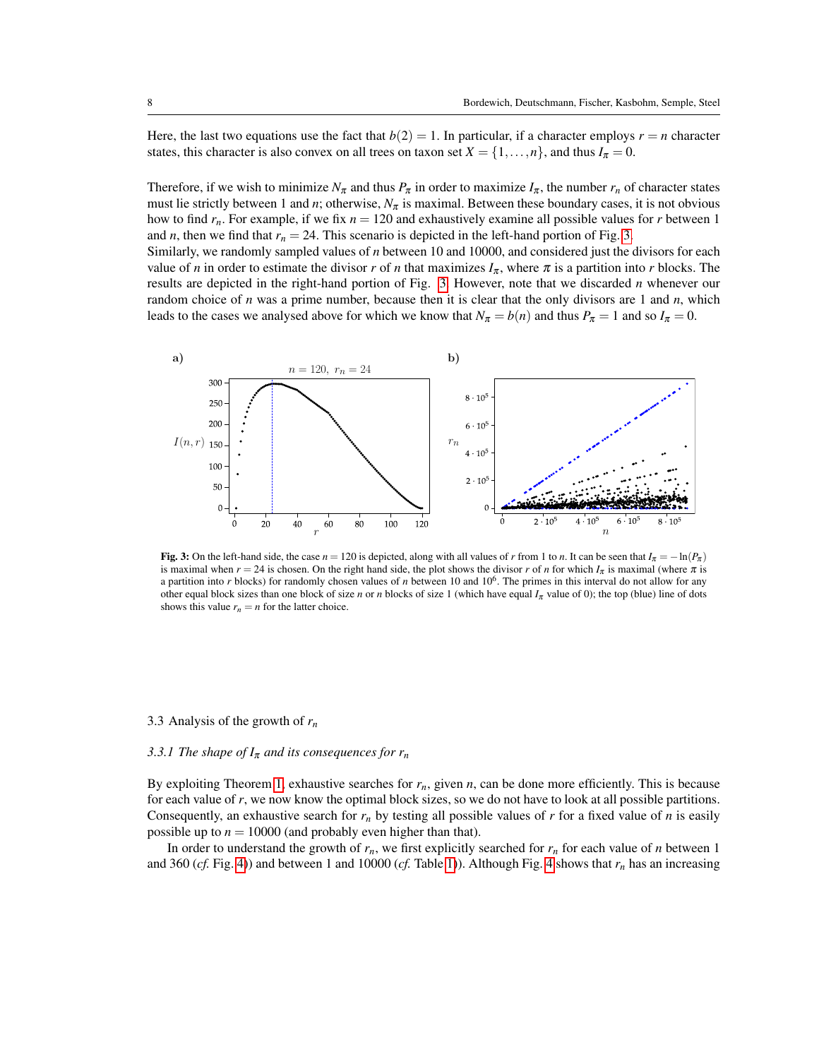Here, the last two equations use the fact that $b(2) = 1$. In particular, if a character employs $r = n$ character states, this character is also convex on all trees on taxon set $X = \{1, \ldots, n\}$, and thus $I_\pi = 0$.

Therefore, if we wish to minimize $N_\pi$ and thus $P_\pi$ in order to maximize $I_\pi$, the number $r_n$ of character states must lie strictly between 1 and $n$; otherwise, $N_\pi$ is maximal. Between these boundary cases, it is not obvious how to find $r_n$. For example, if we fix $n = 120$ and exhaustively examine all possible values for $r$ between 1 and $n$, then we find that $r_n = 24$. This scenario is depicted in the left-hand portion of Fig. 3.
Similarly, we randomly sampled values of $n$ between 10 and 10000, and considered just the divisors for each value of $n$ in order to estimate the divisor $r$ of $n$ that maximizes $I_\pi$, where $\pi$ is a partition into $r$ blocks. The results are depicted in the right-hand portion of Fig. 3. However, note that we discarded $n$ whenever our random choice of $n$ was a prime number, because then it is clear that the only divisors are 1 and $n$, which leads to the cases we analysed above for which we know that $N_\pi = b(n)$ and thus $P_\pi = 1$ and so $I_\pi = 0$.

**Fig. 3:** On the left-hand side, the case $n = 120$ is depicted, along with all values of $r$ from 1 to $n$. It can be seen that $I_\pi = -\ln(P_\pi)$ is maximal when $r = 24$ is chosen. On the right hand side, the plot shows the divisor $r$ of $n$ for which $I_\pi$ is maximal (where $\pi$ is a partition into $r$ blocks) for randomly chosen values of $n$ between 10 and $10^6$. The primes in this interval do not allow for any other equal block sizes than one block of size $n$ or $n$ blocks of size 1 (which have equal $I_\pi$ value of 0); the top (blue) line of dots shows this value $r_n = n$ for the latter choice.

### 3.3 Analysis of the growth of $r_n$

#### *3.3.1 The shape of $I_\pi$ and its consequences for $r_n$*

By exploiting Theorem 1, exhaustive searches for $r_n$, given $n$, can be done more efficiently. This is because for each value of $r$, we now know the optimal block sizes, so we do not have to look at all possible partitions. Consequently, an exhaustive search for $r_n$ by testing all possible values of $r$ for a fixed value of $n$ is easily possible up to $n = 10000$ (and probably even higher than that).

In order to understand the growth of $r_n$, we first explicitly searched for $r_n$ for each value of $n$ between 1 and 360 (*cf.* Fig. 4) and between 1 and 10000 (*cf.* Table 1). Although Fig. 4 shows that $r_n$ has an increasing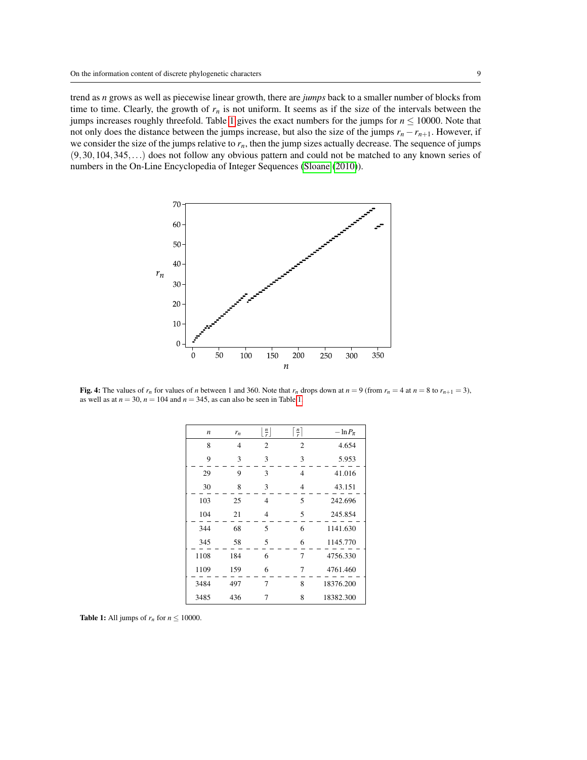trend as $n$ grows as well as piecewise linear growth, there are *jumps* back to a smaller number of blocks from time to time. Clearly, the growth of $r_n$ is not uniform. It seems as if the size of the intervals between the jumps increases roughly threefold. Table 1 gives the exact numbers for the jumps for $n \leq 10000$. Note that not only does the distance between the jumps increase, but also the size of the jumps $r_n - r_{n+1}$. However, if we consider the size of the jumps relative to $r_n$, then the jump sizes actually decrease. The sequence of jumps $(9, 30, 104, 345, \ldots)$ does not follow any obvious pattern and could not be matched to any known series of numbers in the On-Line Encyclopedia of Integer Sequences (Sloane (2010)).

**Fig. 4:** The values of $r_n$ for values of $n$ between 1 and 360. Note that $r_n$ drops down at $n = 9$ (from $r_n = 4$ at $n = 8$ to $r_{n+1} = 3$), as well as at $n = 30$, $n = 104$ and $n = 345$, as can also be seen in Table 1.

| $n$ | $r_n$ | $\lfloor \frac{n}{r} \rfloor$ | $\lceil \frac{n}{r} \rceil$ | $-\ln P_\pi$ |
|---|---|---|---|---|
| 8 | 4 | 2 | 2 | 4.654 |
| 9 | 3 | 3 | 3 | 5.953 |
| 29 | 9 | 3 | 4 | 41.016 |
| 30 | 8 | 3 | 4 | 43.151 |
| 103 | 25 | 4 | 5 | 242.696 |
| 104 | 21 | 4 | 5 | 245.854 |
| 344 | 68 | 5 | 6 | 1141.630 |
| 345 | 58 | 5 | 6 | 1145.770 |
| 1108 | 184 | 6 | 7 | 4756.330 |
| 1109 | 159 | 6 | 7 | 4761.460 |
| 3484 | 497 | 7 | 8 | 18376.200 |
| 3485 | 436 | 7 | 8 | 18382.300 |

**Table 1:** All jumps of $r_n$ for $n \leq 10000$.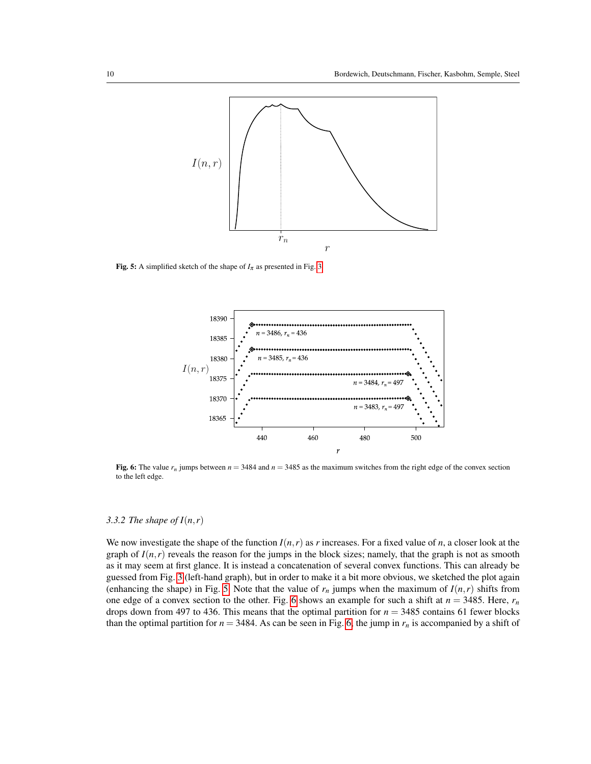Fig. 5: A simplified sketch of the shape of $I_\pi$ as presented in Fig. 3

Fig. 6: The value $r_n$ jumps between $n = 3484$ and $n = 3485$ as the maximum switches from the right edge of the convex section to the left edge.

### 3.3.2 The shape of $I(n,r)$

We now investigate the shape of the function $I(n,r)$ as $r$ increases. For a fixed value of $n$, a closer look at the graph of $I(n,r)$ reveals the reason for the jumps in the block sizes; namely, that the graph is not as smooth as it may seem at first glance. It is instead a concatenation of several convex functions. This can already be guessed from Fig. 3 (left-hand graph), but in order to make it a bit more obvious, we sketched the plot again (enhancing the shape) in Fig. 5. Note that the value of $r_n$ jumps when the maximum of $I(n,r)$ shifts from one edge of a convex section to the other. Fig. 6 shows an example for such a shift at $n = 3485$. Here, $r_n$ drops down from 497 to 436. This means that the optimal partition for $n = 3485$ contains 61 fewer blocks than the optimal partition for $n = 3484$. As can be seen in Fig. 6, the jump in $r_n$ is accompanied by a shift of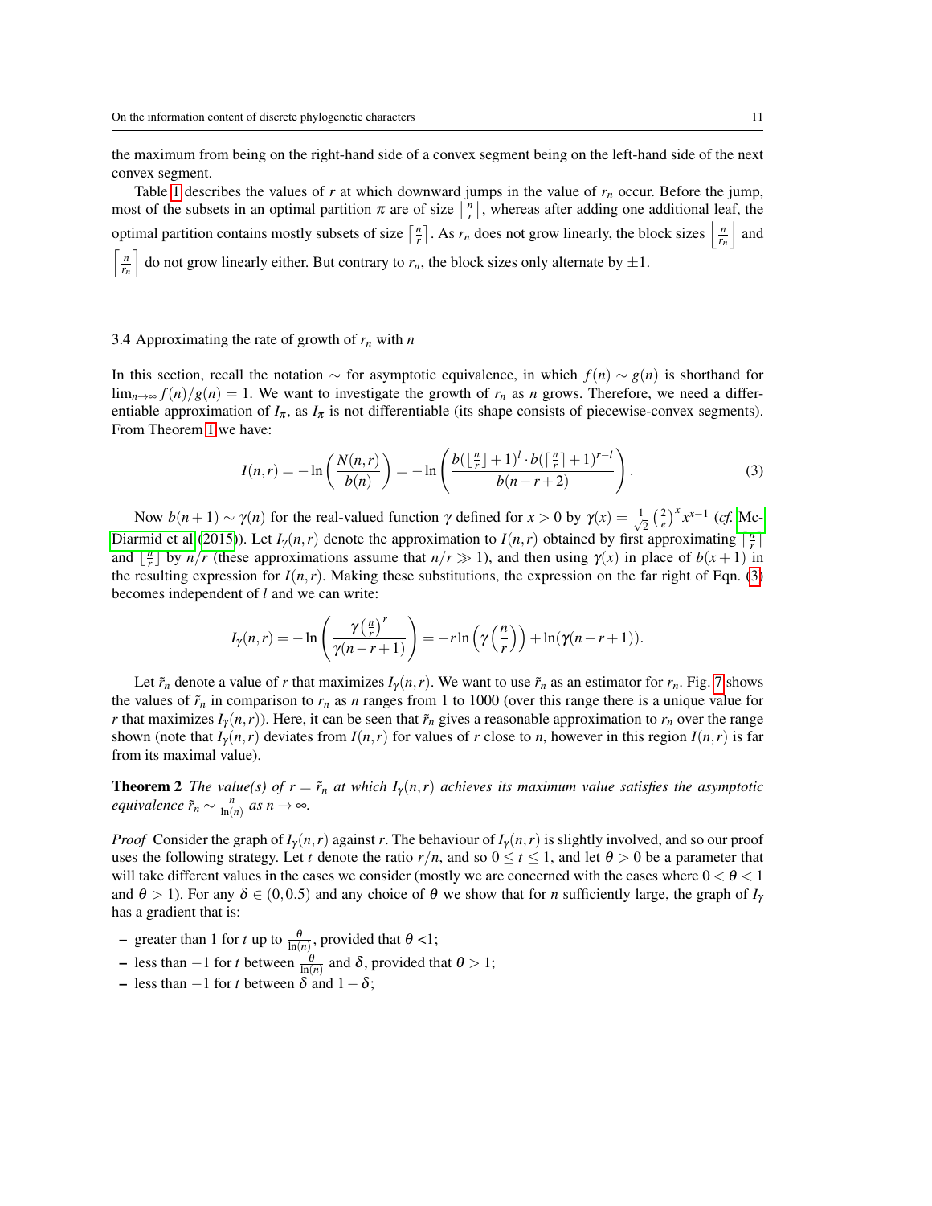the maximum from being on the right-hand side of a convex segment being on the left-hand side of the next convex segment.

Table 1 describes the values of $r$ at which downward jumps in the value of $r_n$ occur. Before the jump, most of the subsets in an optimal partition $\pi$ are of size $\lfloor \frac{n}{r} \rfloor$, whereas after adding one additional leaf, the optimal partition contains mostly subsets of size $\lceil \frac{n}{r} \rceil$. As $r_n$ does not grow linearly, the block sizes $\left\lfloor \frac{n}{r_n} \right\rfloor$ and $\left\lceil \frac{n}{r_n} \right\rceil$ do not grow linearly either. But contrary to $r_n$, the block sizes only alternate by $\pm 1$.

### 3.4 Approximating the rate of growth of $r_n$ with $n$

In this section, recall the notation $\sim$ for asymptotic equivalence, in which $f(n) \sim g(n)$ is shorthand for $\lim_{n\to\infty} f(n)/g(n) = 1$. We want to investigate the growth of $r_n$ as $n$ grows. Therefore, we need a differentiable approximation of $I_\pi$, as $I_\pi$ is not differentiable (its shape consists of piecewise-convex segments). From Theorem 1 we have:

$$I(n,r) = -\ln\left(\frac{N(n,r)}{b(n)}\right) = -\ln\left(\frac{b(\lfloor \frac{n}{r} \rfloor + 1)^l \cdot b(\lceil \frac{n}{r} \rceil + 1)^{r-l}}{b(n-r+2)}\right). \tag{3}$$

Now $b(n+1) \sim \gamma(n)$ for the real-valued function $\gamma$ defined for $x > 0$ by $\gamma(x) = \frac{1}{\sqrt{2}}\left(\frac{2}{e}\right)^x x^{x-1}$ (*cf.* McDiarmid et al (2015)). Let $I_\gamma(n,r)$ denote the approximation to $I(n,r)$ obtained by first approximating $\lceil \frac{n}{r} \rceil$ and $\lfloor \frac{n}{r} \rfloor$ by $n/r$ (these approximations assume that $n/r \gg 1$), and then using $\gamma(x)$ in place of $b(x+1)$ in the resulting expression for $I(n,r)$. Making these substitutions, the expression on the far right of Eqn. (3) becomes independent of $l$ and we can write:

$$I_\gamma(n,r) = -\ln\left(\frac{\gamma\left(\frac{n}{r}\right)^r}{\gamma(n-r+1)}\right) = -r\ln\left(\gamma\left(\frac{n}{r}\right)\right) + \ln(\gamma(n-r+1)).$$

Let $\tilde{r}_n$ denote a value of $r$ that maximizes $I_\gamma(n,r)$. We want to use $\tilde{r}_n$ as an estimator for $r_n$. Fig. 7 shows the values of $\tilde{r}_n$ in comparison to $r_n$ as $n$ ranges from 1 to 1000 (over this range there is a unique value for $r$ that maximizes $I_\gamma(n,r)$). Here, it can be seen that $\tilde{r}_n$ gives a reasonable approximation to $r_n$ over the range shown (note that $I_\gamma(n,r)$ deviates from $I(n,r)$ for values of $r$ close to $n$, however in this region $I(n,r)$ is far from its maximal value).

**Theorem 2** *The value(s) of $r = \tilde{r}_n$ at which $I_\gamma(n,r)$ achieves its maximum value satisfies the asymptotic equivalence $\tilde{r}_n \sim \frac{n}{\ln(n)}$ as $n \to \infty$.*

*Proof* Consider the graph of $I_\gamma(n,r)$ against $r$. The behaviour of $I_\gamma(n,r)$ is slightly involved, and so our proof uses the following strategy. Let $t$ denote the ratio $r/n$, and so $0 \leq t \leq 1$, and let $\theta > 0$ be a parameter that will take different values in the cases we consider (mostly we are concerned with the cases where $0 < \theta < 1$ and $\theta > 1$). For any $\delta \in (0, 0.5)$ and any choice of $\theta$ we show that for $n$ sufficiently large, the graph of $I_\gamma$ has a gradient that is:

- greater than 1 for $t$ up to $\frac{\theta}{\ln(n)}$, provided that $\theta$ <1;
- less than $-1$ for $t$ between $\frac{\theta}{\ln(n)}$ and $\delta$, provided that $\theta > 1$;
- less than $-1$ for $t$ between $\delta$ and $1-\delta$;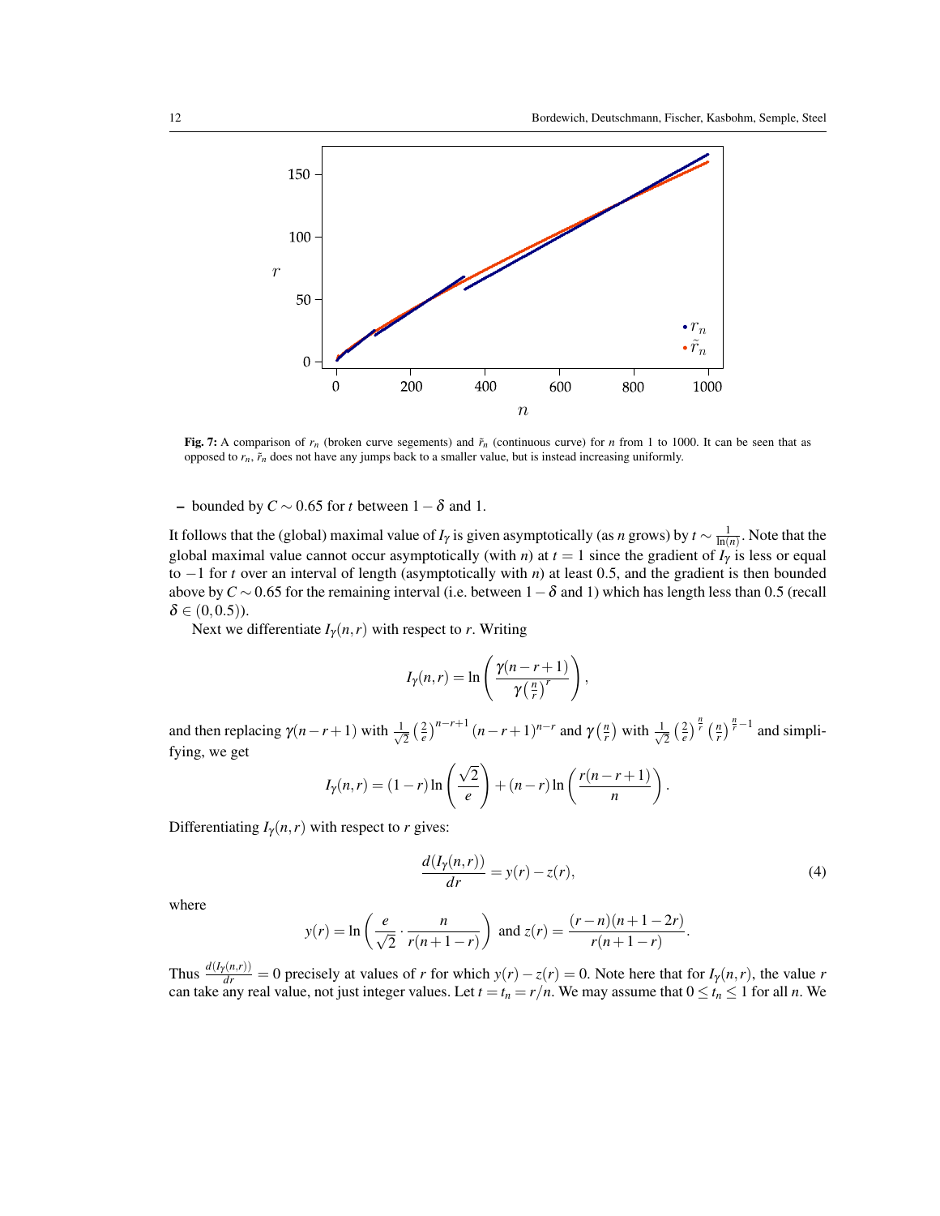**Fig. 7:** A comparison of $r_n$ (broken curve segements) and $\tilde{r}_n$ (continuous curve) for $n$ from 1 to 1000. It can be seen that as opposed to $r_n$, $\tilde{r}_n$ does not have any jumps back to a smaller value, but is instead increasing uniformly.

– bounded by $C \sim 0.65$ for $t$ between $1-\delta$ and 1.

It follows that the (global) maximal value of $I_\gamma$ is given asymptotically (as $n$ grows) by $t \sim \frac{1}{\ln(n)}$. Note that the global maximal value cannot occur asymptotically (with $n$) at $t = 1$ since the gradient of $I_\gamma$ is less or equal to $-1$ for $t$ over an interval of length (asymptotically with $n$) at least 0.5, and the gradient is then bounded above by $C \sim 0.65$ for the remaining interval (i.e. between $1-\delta$ and 1) which has length less than 0.5 (recall $\delta \in (0, 0.5)$).

Next we differentiate $I_\gamma(n, r)$ with respect to $r$. Writing

$$I_\gamma(n,r) = \ln\left(\frac{\gamma(n-r+1)}{\gamma\left(\frac{n}{r}\right)^r}\right),$$

and then replacing $\gamma(n-r+1)$ with $\frac{1}{\sqrt{2}}\left(\frac{2}{e}\right)^{n-r+1}(n-r+1)^{n-r}$ and $\gamma\left(\frac{n}{r}\right)$ with $\frac{1}{\sqrt{2}}\left(\frac{2}{e}\right)^{\frac{n}{r}}\left(\frac{n}{r}\right)^{\frac{n}{r}-1}$ and simplifying, we get

$$I_\gamma(n,r) = (1-r)\ln\left(\frac{\sqrt{2}}{e}\right) + (n-r)\ln\left(\frac{r(n-r+1)}{n}\right).$$

Differentiating $I_\gamma(n, r)$ with respect to $r$ gives:

$$\frac{d(I_\gamma(n,r))}{dr} = y(r) - z(r), \tag{4}$$

where

$$y(r) = \ln\left(\frac{e}{\sqrt{2}} \cdot \frac{n}{r(n+1-r)}\right) \text{ and } z(r) = \frac{(r-n)(n+1-2r)}{r(n+1-r)}.$$

Thus $\frac{d(I_\gamma(n,r))}{dr} = 0$ precisely at values of $r$ for which $y(r) - z(r) = 0$. Note here that for $I_\gamma(n, r)$, the value $r$ can take any real value, not just integer values. Let $t = t_n = r/n$. We may assume that $0 \leq t_n \leq 1$ for all $n$. We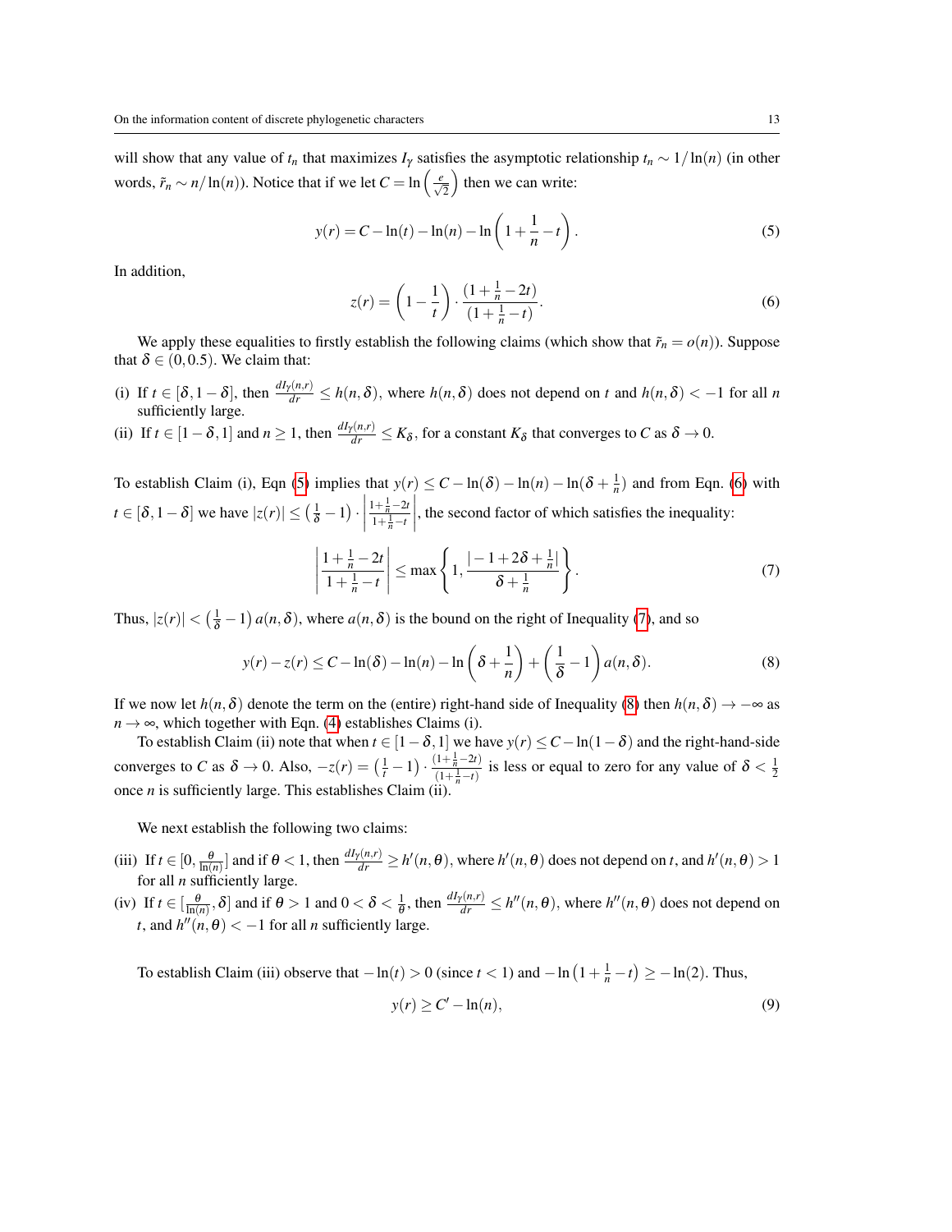will show that any value of $t_n$ that maximizes $I_\gamma$ satisfies the asymptotic relationship $t_n \sim 1/\ln(n)$ (in other words, $\tilde{r}_n \sim n/\ln(n)$). Notice that if we let $C = \ln\left(\frac{e}{\sqrt{2}}\right)$ then we can write:

$$y(r) = C - \ln(t) - \ln(n) - \ln\left(1 + \frac{1}{n} - t\right). \tag{5}$$

In addition,

$$z(r) = \left(1 - \frac{1}{t}\right) \cdot \frac{(1 + \frac{1}{n} - 2t)}{(1 + \frac{1}{n} - t)}. \tag{6}$$

We apply these equalities to firstly establish the following claims (which show that $\tilde{r}_n = o(n)$). Suppose that $\delta \in (0, 0.5)$. We claim that:

(i) If $t \in [\delta, 1-\delta]$, then $\frac{dI_\gamma(n,r)}{dr} \leq h(n,\delta)$, where $h(n,\delta)$ does not depend on $t$ and $h(n,\delta) < -1$ for all $n$ sufficiently large.

(ii) If $t \in [1-\delta, 1]$ and $n \geq 1$, then $\frac{dI_\gamma(n,r)}{dr} \leq K_\delta$, for a constant $K_\delta$ that converges to $C$ as $\delta \to 0$.

To establish Claim (i), Eqn (5) implies that $y(r) \leq C - \ln(\delta) - \ln(n) - \ln(\delta + \frac{1}{n})$ and from Eqn. (6) with $t \in [\delta, 1-\delta]$ we have $|z(r)| \leq \left(\frac{1}{\delta} - 1\right) \cdot \left|\frac{1+\frac{1}{n}-2t}{1+\frac{1}{n}-t}\right|$, the second factor of which satisfies the inequality:

$$\left|\frac{1 + \frac{1}{n} - 2t}{1 + \frac{1}{n} - t}\right| \leq \max\left\{1, \frac{|-1 + 2\delta + \frac{1}{n}|}{\delta + \frac{1}{n}}\right\}. \tag{7}$$

Thus, $|z(r)| < \left(\frac{1}{\delta} - 1\right) a(n,\delta)$, where $a(n,\delta)$ is the bound on the right of Inequality (7), and so

$$y(r) - z(r) \leq C - \ln(\delta) - \ln(n) - \ln\left(\delta + \frac{1}{n}\right) + \left(\frac{1}{\delta} - 1\right) a(n,\delta). \tag{8}$$

If we now let $h(n,\delta)$ denote the term on the (entire) right-hand side of Inequality (8) then $h(n,\delta) \to -\infty$ as $n \to \infty$, which together with Eqn. (4) establishes Claims (i).

To establish Claim (ii) note that when $t \in [1-\delta, 1]$ we have $y(r) \leq C - \ln(1-\delta)$ and the right-hand-side converges to $C$ as $\delta \to 0$. Also, $-z(r) = \left(\frac{1}{t} - 1\right) \cdot \frac{(1+\frac{1}{n}-2t)}{(1+\frac{1}{n}-t)}$ is less or equal to zero for any value of $\delta < \frac{1}{2}$ once $n$ is sufficiently large. This establishes Claim (ii).

We next establish the following two claims:

(iii) If $t \in [0, \frac{\theta}{\ln(n)}]$ and if $\theta < 1$, then $\frac{dI_\gamma(n,r)}{dr} \geq h'(n,\theta)$, where $h'(n,\theta)$ does not depend on $t$, and $h'(n,\theta) > 1$ for all $n$ sufficiently large.

(iv) If $t \in [\frac{\theta}{\ln(n)}, \delta]$ and if $\theta > 1$ and $0 < \delta < \frac{1}{\theta}$, then $\frac{dI_\gamma(n,r)}{dr} \leq h''(n,\theta)$, where $h''(n,\theta)$ does not depend on $t$, and $h''(n,\theta) < -1$ for all $n$ sufficiently large.

To establish Claim (iii) observe that $-\ln(t) > 0$ (since $t < 1$) and $-\ln\left(1 + \frac{1}{n} - t\right) \geq -\ln(2)$. Thus,

$$y(r) \geq C' - \ln(n), \tag{9}$$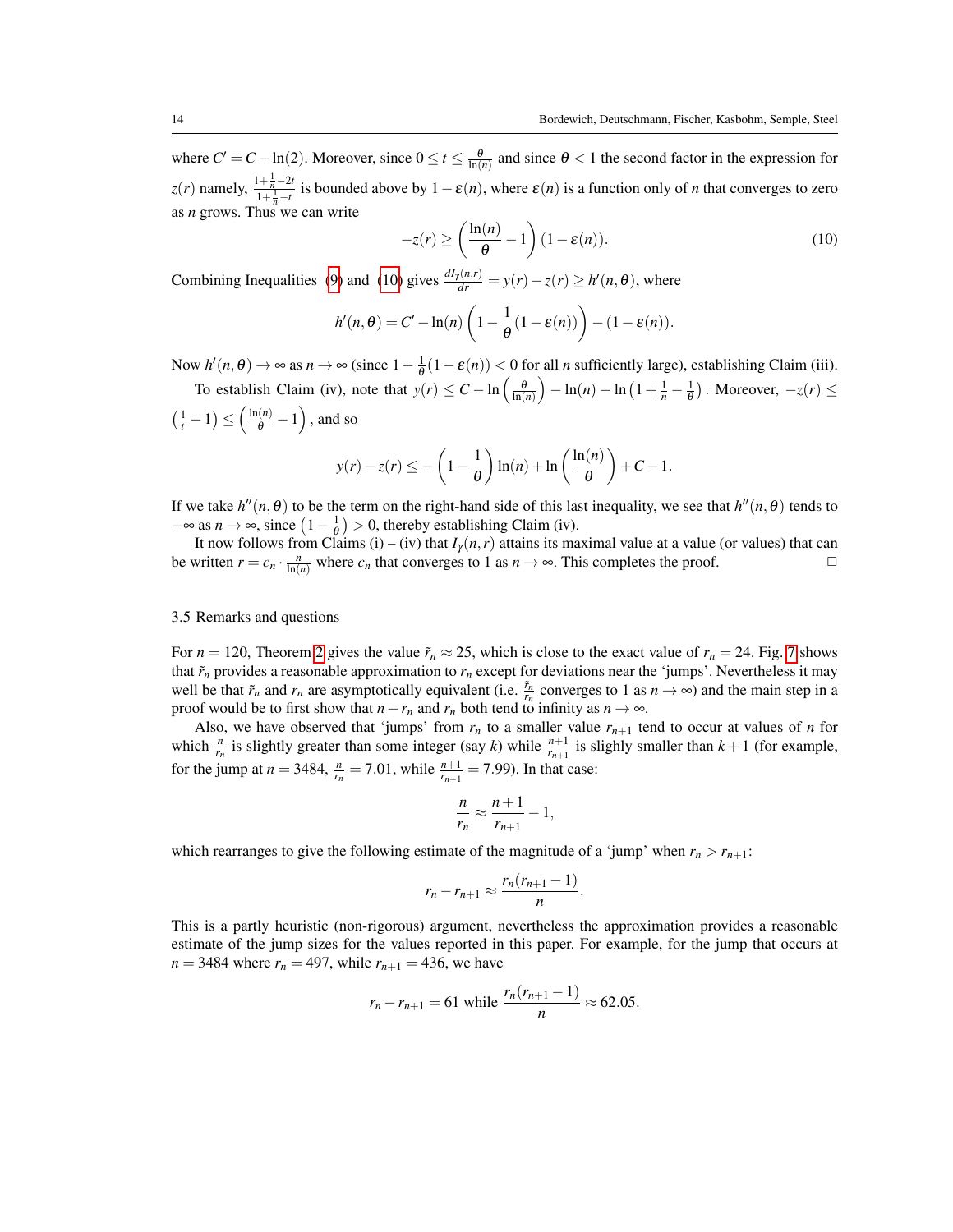where $C' = C - \ln(2)$. Moreover, since $0 \leq t \leq \frac{\theta}{\ln(n)}$ and since $\theta < 1$ the second factor in the expression for $z(r)$ namely, $\frac{1+\frac{1}{n}-2t}{1+\frac{1}{n}-t}$ is bounded above by $1-\varepsilon(n)$, where $\varepsilon(n)$ is a function only of $n$ that converges to zero as $n$ grows. Thus we can write

$$-z(r) \geq \left(\frac{\ln(n)}{\theta} - 1\right)(1-\varepsilon(n)). \tag{10}$$

Combining Inequalities (9) and (10) gives $\frac{dI_\gamma(n,r)}{dr} = y(r) - z(r) \geq h'(n,\theta)$, where

$$h'(n,\theta) = C' - \ln(n)\left(1 - \frac{1}{\theta}(1-\varepsilon(n))\right) - (1-\varepsilon(n)).$$

Now $h'(n,\theta) \to \infty$ as $n \to \infty$ (since $1 - \frac{1}{\theta}(1-\varepsilon(n)) < 0$ for all $n$ sufficiently large), establishing Claim (iii).

To establish Claim (iv), note that $y(r) \leq C - \ln\left(\frac{\theta}{\ln(n)}\right) - \ln(n) - \ln\left(1 + \frac{1}{n} - \frac{1}{\theta}\right)$. Moreover, $-z(r) \leq \left(\frac{1}{t} - 1\right) \leq \left(\frac{\ln(n)}{\theta} - 1\right)$, and so

$$y(r) - z(r) \leq -\left(1 - \frac{1}{\theta}\right)\ln(n) + \ln\left(\frac{\ln(n)}{\theta}\right) + C - 1.$$

If we take $h''(n,\theta)$ to be the term on the right-hand side of this last inequality, we see that $h''(n,\theta)$ tends to $-\infty$ as $n \to \infty$, since $\left(1 - \frac{1}{\theta}\right) > 0$, thereby establishing Claim (iv).

It now follows from Claims (i) – (iv) that $I_\gamma(n,r)$ attains its maximal value at a value (or values) that can be written $r = c_n \cdot \frac{n}{\ln(n)}$ where $c_n$ that converges to 1 as $n \to \infty$. This completes the proof. $\square$

### 3.5 Remarks and questions

For $n = 120$, Theorem 2 gives the value $\tilde{r}_n \approx 25$, which is close to the exact value of $r_n = 24$. Fig. 7 shows that $\tilde{r}_n$ provides a reasonable approximation to $r_n$ except for deviations near the 'jumps'. Nevertheless it may well be that $\tilde{r}_n$ and $r_n$ are asymptotically equivalent (i.e. $\frac{\tilde{r}_n}{r_n}$ converges to 1 as $n \to \infty$) and the main step in a proof would be to first show that $n - r_n$ and $r_n$ both tend to infinity as $n \to \infty$.

Also, we have observed that 'jumps' from $r_n$ to a smaller value $r_{n+1}$ tend to occur at values of $n$ for which $\frac{n}{r_n}$ is slightly greater than some integer (say $k$) while $\frac{n+1}{r_{n+1}}$ is slighly smaller than $k+1$ (for example, for the jump at $n = 3484$, $\frac{n}{r_n} = 7.01$, while $\frac{n+1}{r_{n+1}} = 7.99$). In that case:

$$\frac{n}{r_n} \approx \frac{n+1}{r_{n+1}} - 1,$$

which rearranges to give the following estimate of the magnitude of a 'jump' when $r_n > r_{n+1}$:

$$r_n - r_{n+1} \approx \frac{r_n(r_{n+1} - 1)}{n}.$$

This is a partly heuristic (non-rigorous) argument, nevertheless the approximation provides a reasonable estimate of the jump sizes for the values reported in this paper. For example, for the jump that occurs at $n = 3484$ where $r_n = 497$, while $r_{n+1} = 436$, we have

$$r_n - r_{n+1} = 61 \text{ while } \frac{r_n(r_{n+1} - 1)}{n} \approx 62.05.$$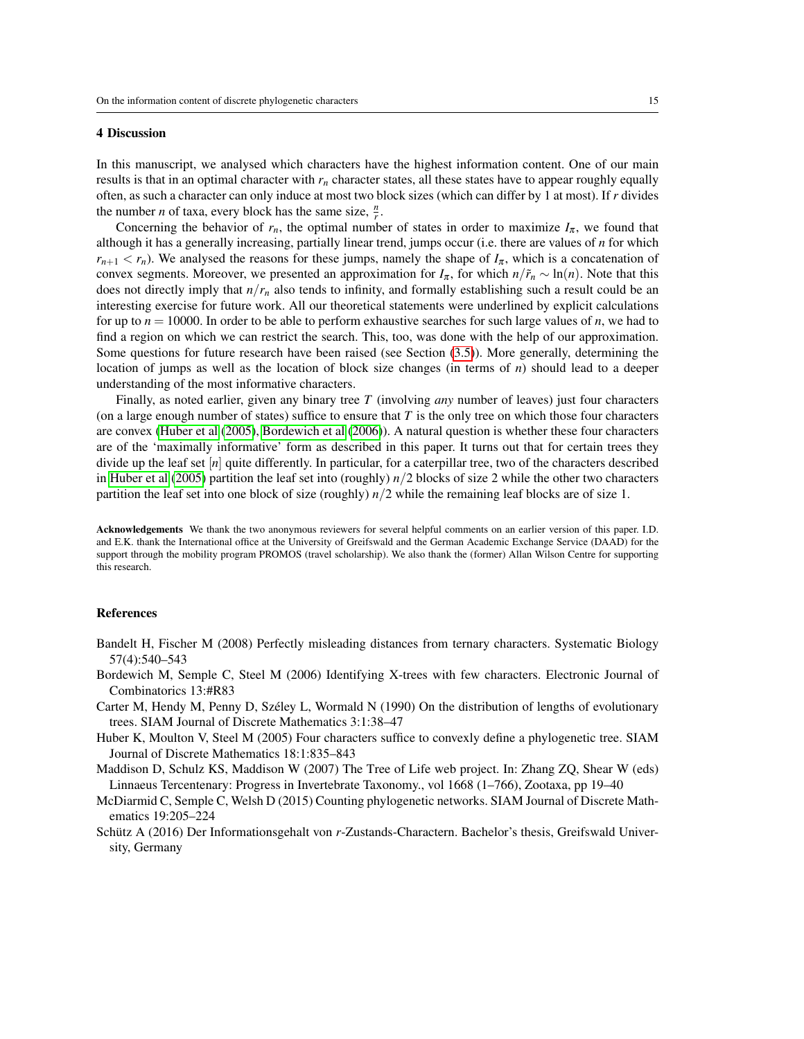## 4 Discussion

In this manuscript, we analysed which characters have the highest information content. One of our main results is that in an optimal character with $r_n$ character states, all these states have to appear roughly equally often, as such a character can only induce at most two block sizes (which can differ by 1 at most). If $r$ divides the number $n$ of taxa, every block has the same size, $\frac{n}{r}$.

Concerning the behavior of $r_n$, the optimal number of states in order to maximize $I_\pi$, we found that although it has a generally increasing, partially linear trend, jumps occur (i.e. there are values of $n$ for which $r_{n+1} < r_n$). We analysed the reasons for these jumps, namely the shape of $I_\pi$, which is a concatenation of convex segments. Moreover, we presented an approximation for $I_\pi$, for which $n/\tilde{r}_n \sim \ln(n)$. Note that this does not directly imply that $n/r_n$ also tends to infinity, and formally establishing such a result could be an interesting exercise for future work. All our theoretical statements were underlined by explicit calculations for up to $n = 10000$. In order to be able to perform exhaustive searches for such large values of $n$, we had to find a region on which we can restrict the search. This, too, was done with the help of our approximation. Some questions for future research have been raised (see Section (3.5)). More generally, determining the location of jumps as well as the location of block size changes (in terms of $n$) should lead to a deeper understanding of the most informative characters.

Finally, as noted earlier, given any binary tree $T$ (involving *any* number of leaves) just four characters (on a large enough number of states) suffice to ensure that $T$ is the only tree on which those four characters are convex (Huber et al (2005), Bordewich et al (2006)). A natural question is whether these four characters are of the 'maximally informative' form as described in this paper. It turns out that for certain trees they divide up the leaf set $[n]$ quite differently. In particular, for a caterpillar tree, two of the characters described in Huber et al (2005) partition the leaf set into (roughly) $n/2$ blocks of size 2 while the other two characters partition the leaf set into one block of size (roughly) $n/2$ while the remaining leaf blocks are of size 1.

**Acknowledgements** We thank the two anonymous reviewers for several helpful comments on an earlier version of this paper. I.D. and E.K. thank the International office at the University of Greifswald and the German Academic Exchange Service (DAAD) for the support through the mobility program PROMOS (travel scholarship). We also thank the (former) Allan Wilson Centre for supporting this research.

## References

Bandelt H, Fischer M (2008) Perfectly misleading distances from ternary characters. Systematic Biology 57(4):540–543

Bordewich M, Semple C, Steel M (2006) Identifying X-trees with few characters. Electronic Journal of Combinatorics 13:#R83

Carter M, Hendy M, Penny D, Széley L, Wormald N (1990) On the distribution of lengths of evolutionary trees. SIAM Journal of Discrete Mathematics 3:1:38–47

Huber K, Moulton V, Steel M (2005) Four characters suffice to convexly define a phylogenetic tree. SIAM Journal of Discrete Mathematics 18:1:835–843

Maddison D, Schulz KS, Maddison W (2007) The Tree of Life web project. In: Zhang ZQ, Shear W (eds) Linnaeus Tercentenary: Progress in Invertebrate Taxonomy., vol 1668 (1–766), Zootaxa, pp 19–40

McDiarmid C, Semple C, Welsh D (2015) Counting phylogenetic networks. SIAM Journal of Discrete Mathematics 19:205–224

Schütz A (2016) Der Informationsgehalt von $r$-Zustands-Charactern. Bachelor's thesis, Greifswald University, Germany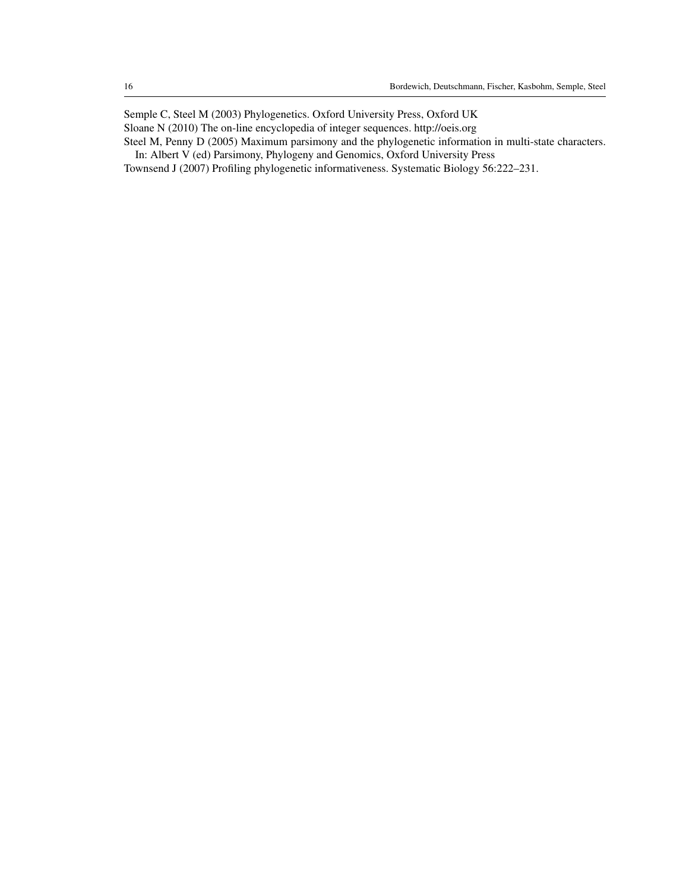Semple C, Steel M (2003) Phylogenetics. Oxford University Press, Oxford UK

Sloane N (2010) The on-line encyclopedia of integer sequences. http://oeis.org

Steel M, Penny D (2005) Maximum parsimony and the phylogenetic information in multi-state characters. In: Albert V (ed) Parsimony, Phylogeny and Genomics, Oxford University Press

Townsend J (2007) Profiling phylogenetic informativeness. Systematic Biology 56:222–231.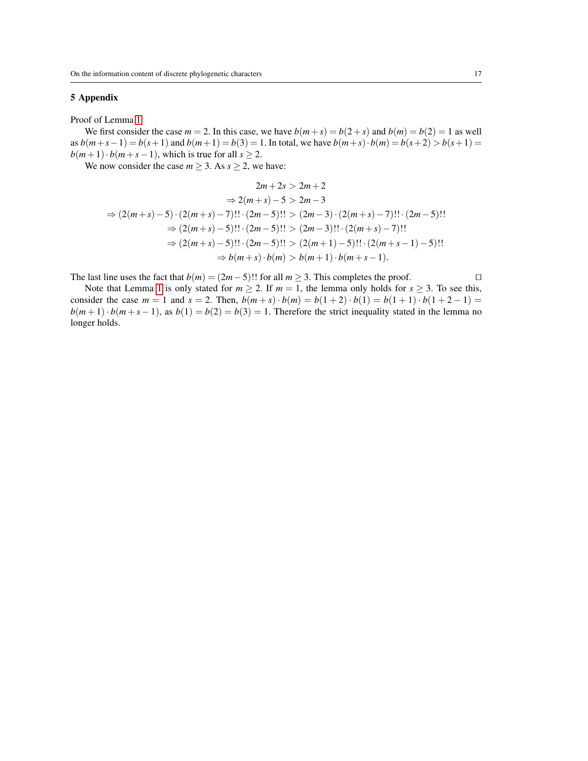## 5 Appendix

Proof of Lemma 1

We first consider the case $m = 2$. In this case, we have $b(m+s) = b(2+s)$ and $b(m) = b(2) = 1$ as well as $b(m+s-1) = b(s+1)$ and $b(m+1) = b(3) = 1$. In total, we have $b(m+s) \cdot b(m) = b(s+2) > b(s+1) = b(m+1) \cdot b(m+s-1)$, which is true for all $s \geq 2$.

We now consider the case $m \geq 3$. As $s \geq 2$, we have:

$$
\begin{aligned}
2m + 2s &> 2m + 2 \\
\Rightarrow 2(m+s) - 5 &> 2m - 3 \\
\Rightarrow (2(m+s)-5) \cdot (2(m+s)-7)!! \cdot (2m-5)!! &> (2m-3) \cdot (2(m+s)-7)!! \cdot (2m-5)!! \\
\Rightarrow (2(m+s)-5)!! \cdot (2m-5)!! &> (2m-3)!! \cdot (2(m+s)-7)!! \\
\Rightarrow (2(m+s)-5)!! \cdot (2m-5)!! &> (2(m+1)-5)!! \cdot (2(m+s-1)-5)!! \\
\Rightarrow b(m+s) \cdot b(m) &> b(m+1) \cdot b(m+s-1).
\end{aligned}
$$

The last line uses the fact that $b(m) = (2m-5)!!$ for all $m \geq 3$. This completes the proof. □

Note that Lemma 1 is only stated for $m \geq 2$. If $m = 1$, the lemma only holds for $s \geq 3$. To see this, consider the case $m = 1$ and $s = 2$. Then, $b(m+s) \cdot b(m) = b(1+2) \cdot b(1) = b(1+1) \cdot b(1+2-1) = b(m+1) \cdot b(m+s-1)$, as $b(1) = b(2) = b(3) = 1$. Therefore the strict inequality stated in the lemma no longer holds.